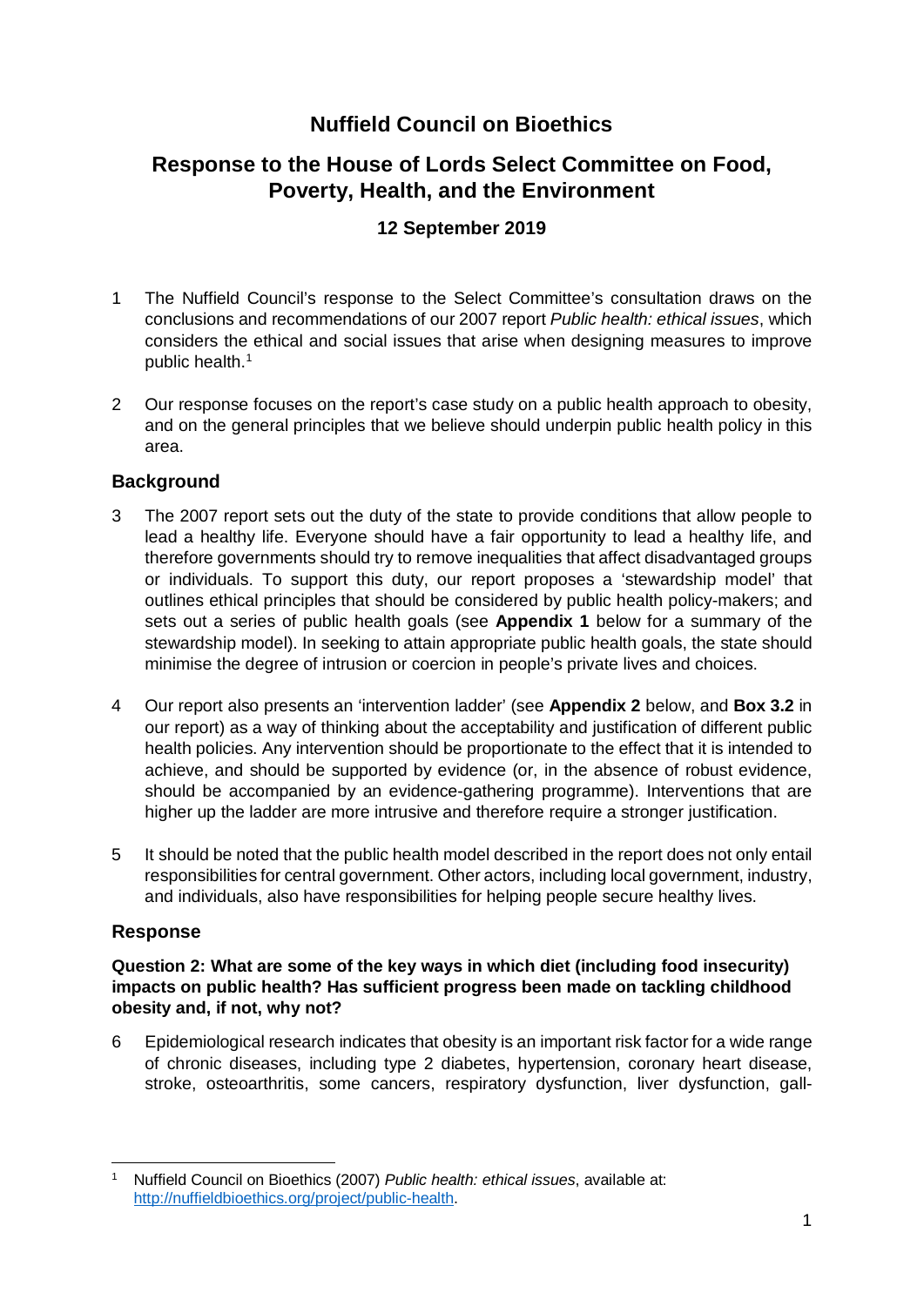# Nuffield Council on Bioethics

## Response to the House of Lords Select Committee on Food, Poverty, Health, and the Environment

### 12 September 2019

1 The Nuffield Council's response to the Select Committee's consultation draws on the conclusions and recommendations of our 2007 report *Public health: ethical issues*, which considers the ethical and social issues that arise when designing measures to improve public health.[1]

2 Our response focuses on the report's case study on a public health approach to obesity, and on the general principles that we believe should underpin public health policy in this area.

## Background

3 The 2007 report sets out the duty of the state to provide conditions that allow people to lead a healthy life. Everyone should have a fair opportunity to lead a healthy life, and therefore governments should try to remove inequalities that affect disadvantaged groups or individuals. To support this duty, our report proposes a 'stewardship model' that outlines ethical principles that should be considered by public health policy-makers; and sets out a series of public health goals (see **Appendix 1** below for a summary of the stewardship model). In seeking to attain appropriate public health goals, the state should minimise the degree of intrusion or coercion in people's private lives and choices.

4 Our report also presents an 'intervention ladder' (see **Appendix 2** below, and **Box 3.2** in our report) as a way of thinking about the acceptability and justification of different public health policies. Any intervention should be proportionate to the effect that it is intended to achieve, and should be supported by evidence (or, in the absence of robust evidence, should be accompanied by an evidence-gathering programme). Interventions that are higher up the ladder are more intrusive and therefore require a stronger justification.

5 It should be noted that the public health model described in the report does not only entail responsibilities for central government. Other actors, including local government, industry, and individuals, also have responsibilities for helping people secure healthy lives.

## Response

**Question 2: What are some of the key ways in which diet (including food insecurity) impacts on public health? Has sufficient progress been made on tackling childhood obesity and, if not, why not?**

6 Epidemiological research indicates that obesity is an important risk factor for a wide range of chronic diseases, including type 2 diabetes, hypertension, coronary heart disease, stroke, osteoarthritis, some cancers, respiratory dysfunction, liver dysfunction, gall-

---

[1] Nuffield Council on Bioethics (2007) *Public health: ethical issues*, available at: http://nuffieldbioethics.org/project/public-health.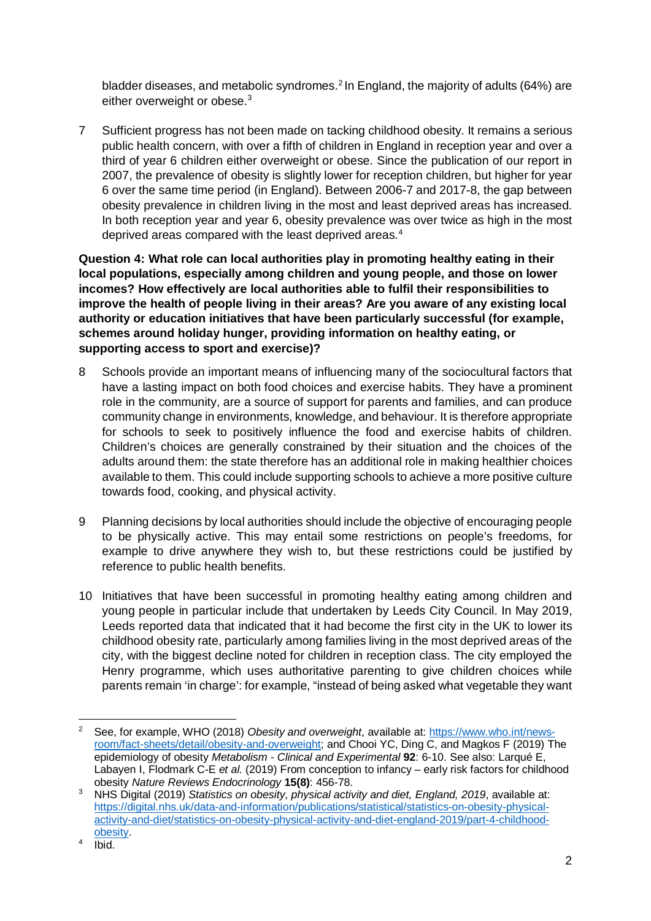bladder diseases, and metabolic syndromes.[2] In England, the majority of adults (64%) are either overweight or obese.[3]

7 Sufficient progress has not been made on tackling childhood obesity. It remains a serious public health concern, with over a fifth of children in England in reception year and over a third of year 6 children either overweight or obese. Since the publication of our report in 2007, the prevalence of obesity is slightly lower for reception children, but higher for year 6 over the same time period (in England). Between 2006-7 and 2017-8, the gap between obesity prevalence in children living in the most and least deprived areas has increased. In both reception year and year 6, obesity prevalence was over twice as high in the most deprived areas compared with the least deprived areas.[4]

**Question 4: What role can local authorities play in promoting healthy eating in their local populations, especially among children and young people, and those on lower incomes? How effectively are local authorities able to fulfil their responsibilities to improve the health of people living in their areas? Are you aware of any existing local authority or education initiatives that have been particularly successful (for example, schemes around holiday hunger, providing information on healthy eating, or supporting access to sport and exercise)?**

8 Schools provide an important means of influencing many of the sociocultural factors that have a lasting impact on both food choices and exercise habits. They have a prominent role in the community, are a source of support for parents and families, and can produce community change in environments, knowledge, and behaviour. It is therefore appropriate for schools to seek to positively influence the food and exercise habits of children. Children's choices are generally constrained by their situation and the choices of the adults around them: the state therefore has an additional role in making healthier choices available to them. This could include supporting schools to achieve a more positive culture towards food, cooking, and physical activity.

9 Planning decisions by local authorities should include the objective of encouraging people to be physically active. This may entail some restrictions on people's freedoms, for example to drive anywhere they wish to, but these restrictions could be justified by reference to public health benefits.

10 Initiatives that have been successful in promoting healthy eating among children and young people in particular include that undertaken by Leeds City Council. In May 2019, Leeds reported data that indicated that it had become the first city in the UK to lower its childhood obesity rate, particularly among families living in the most deprived areas of the city, with the biggest decline noted for children in reception class. The city employed the Henry programme, which uses authoritative parenting to give children choices while parents remain 'in charge': for example, "instead of being asked what vegetable they want

---

[2] See, for example, WHO (2018) *Obesity and overweight*, available at: https://www.who.int/news-room/fact-sheets/detail/obesity-and-overweight; and Chooi YC, Ding C, and Magkos F (2019) The epidemiology of obesity *Metabolism - Clinical and Experimental* **92**: 6-10. See also: Larqué E, Labayen I, Flodmark C-E *et al.* (2019) From conception to infancy – early risk factors for childhood obesity *Nature Reviews Endocrinology* **15(8)**: 456-78.

[3] NHS Digital (2019) *Statistics on obesity, physical activity and diet, England, 2019*, available at: https://digital.nhs.uk/data-and-information/publications/statistical/statistics-on-obesity-physical-activity-and-diet/statistics-on-obesity-physical-activity-and-diet-england-2019/part-4-childhood-obesity.

[4] Ibid.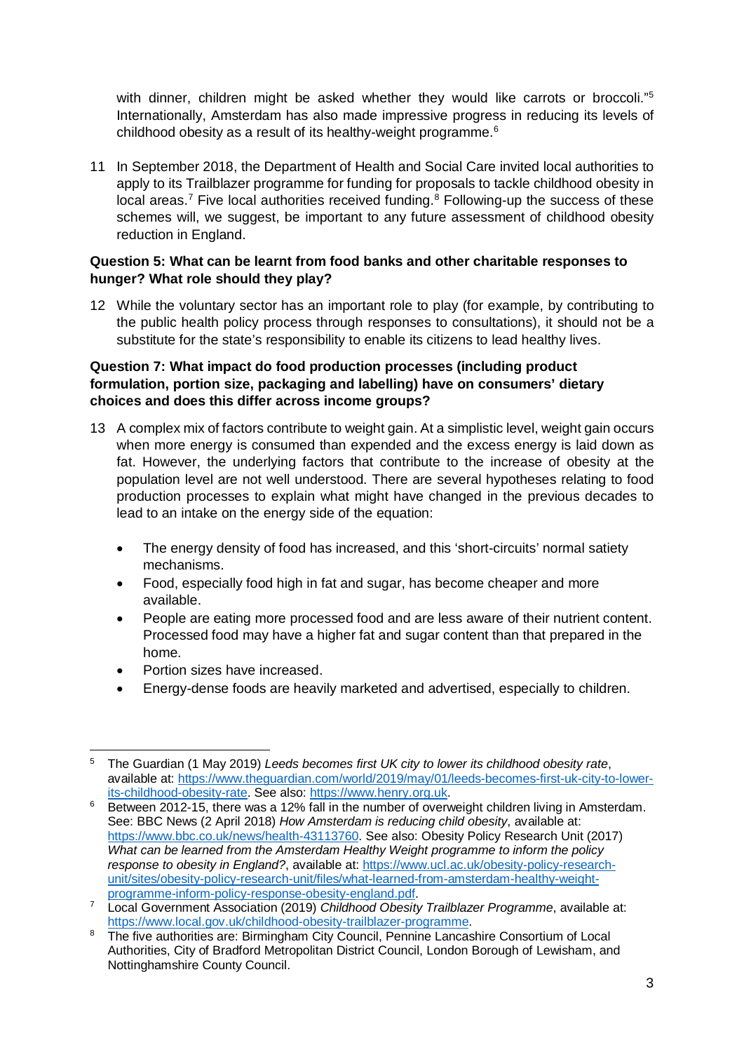with dinner, children might be asked whether they would like carrots or broccoli."[5] Internationally, Amsterdam has also made impressive progress in reducing its levels of childhood obesity as a result of its healthy-weight programme.[6]

11 In September 2018, the Department of Health and Social Care invited local authorities to apply to its Trailblazer programme for funding for proposals to tackle childhood obesity in local areas.[7] Five local authorities received funding.[8] Following-up the success of these schemes will, we suggest, be important to any future assessment of childhood obesity reduction in England.

**Question 5: What can be learnt from food banks and other charitable responses to hunger? What role should they play?**

12 While the voluntary sector has an important role to play (for example, by contributing to the public health policy process through responses to consultations), it should not be a substitute for the state's responsibility to enable its citizens to lead healthy lives.

**Question 7: What impact do food production processes (including product formulation, portion size, packaging and labelling) have on consumers' dietary choices and does this differ across income groups?**

13 A complex mix of factors contribute to weight gain. At a simplistic level, weight gain occurs when more energy is consumed than expended and the excess energy is laid down as fat. However, the underlying factors that contribute to the increase of obesity at the population level are not well understood. There are several hypotheses relating to food production processes to explain what might have changed in the previous decades to lead to an intake on the energy side of the equation:

- The energy density of food has increased, and this 'short-circuits' normal satiety mechanisms.
- Food, especially food high in fat and sugar, has become cheaper and more available.
- People are eating more processed food and are less aware of their nutrient content. Processed food may have a higher fat and sugar content than that prepared in the home.
- Portion sizes have increased.
- Energy-dense foods are heavily marketed and advertised, especially to children.

---

[5] The Guardian (1 May 2019) *Leeds becomes first UK city to lower its childhood obesity rate*, available at: https://www.theguardian.com/world/2019/may/01/leeds-becomes-first-uk-city-to-lower-its-childhood-obesity-rate. See also: https://www.henry.org.uk.

[6] Between 2012-15, there was a 12% fall in the number of overweight children living in Amsterdam. See: BBC News (2 April 2018) *How Amsterdam is reducing child obesity*, available at: https://www.bbc.co.uk/news/health-43113760. See also: Obesity Policy Research Unit (2017) *What can be learned from the Amsterdam Healthy Weight programme to inform the policy response to obesity in England?*, available at: https://www.ucl.ac.uk/obesity-policy-research-unit/sites/obesity-policy-research-unit/files/what-learned-from-amsterdam-healthy-weight-programme-inform-policy-response-obesity-england.pdf.

[7] Local Government Association (2019) *Childhood Obesity Trailblazer Programme*, available at: https://www.local.gov.uk/childhood-obesity-trailblazer-programme.

[8] The five authorities are: Birmingham City Council, Pennine Lancashire Consortium of Local Authorities, City of Bradford Metropolitan District Council, London Borough of Lewisham, and Nottinghamshire County Council.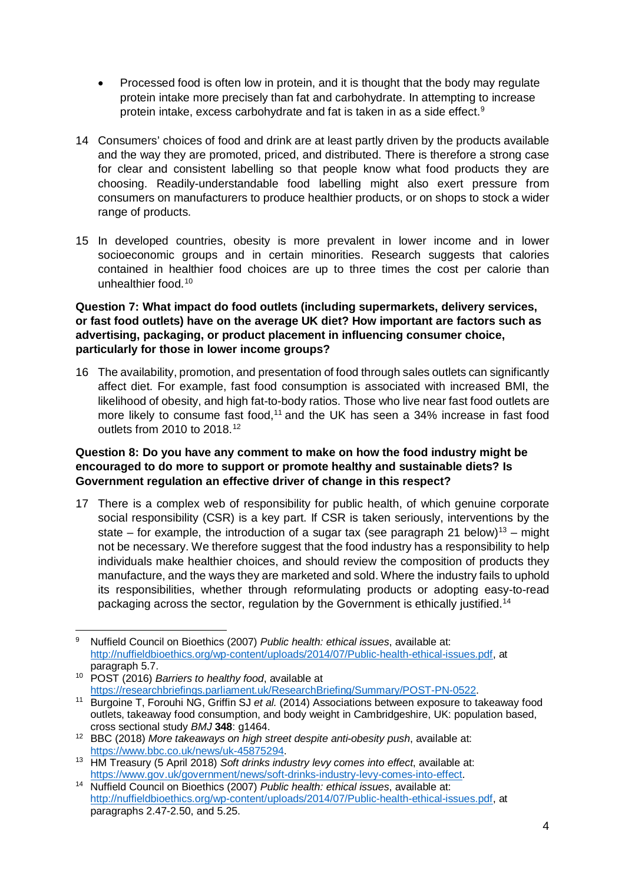- Processed food is often low in protein, and it is thought that the body may regulate protein intake more precisely than fat and carbohydrate. In attempting to increase protein intake, excess carbohydrate and fat is taken in as a side effect.[9]

14 Consumers' choices of food and drink are at least partly driven by the products available and the way they are promoted, priced, and distributed. There is therefore a strong case for clear and consistent labelling so that people know what food products they are choosing. Readily-understandable food labelling might also exert pressure from consumers on manufacturers to produce healthier products, or on shops to stock a wider range of products.

15 In developed countries, obesity is more prevalent in lower income and in lower socioeconomic groups and in certain minorities. Research suggests that calories contained in healthier food choices are up to three times the cost per calorie than unhealthier food.[10]

**Question 7: What impact do food outlets (including supermarkets, delivery services, or fast food outlets) have on the average UK diet? How important are factors such as advertising, packaging, or product placement in influencing consumer choice, particularly for those in lower income groups?**

16 The availability, promotion, and presentation of food through sales outlets can significantly affect diet. For example, fast food consumption is associated with increased BMI, the likelihood of obesity, and high fat-to-body ratios. Those who live near fast food outlets are more likely to consume fast food,[11] and the UK has seen a 34% increase in fast food outlets from 2010 to 2018.[12]

**Question 8: Do you have any comment to make on how the food industry might be encouraged to do more to support or promote healthy and sustainable diets? Is Government regulation an effective driver of change in this respect?**

17 There is a complex web of responsibility for public health, of which genuine corporate social responsibility (CSR) is a key part. If CSR is taken seriously, interventions by the state – for example, the introduction of a sugar tax (see paragraph 21 below)[13] – might not be necessary. We therefore suggest that the food industry has a responsibility to help individuals make healthier choices, and should review the composition of products they manufacture, and the ways they are marketed and sold. Where the industry fails to uphold its responsibilities, whether through reformulating products or adopting easy-to-read packaging across the sector, regulation by the Government is ethically justified.[14]

---

[9] Nuffield Council on Bioethics (2007) *Public health: ethical issues*, available at: http://nuffieldbioethics.org/wp-content/uploads/2014/07/Public-health-ethical-issues.pdf, at paragraph 5.7.

[10] POST (2016) *Barriers to healthy food*, available at https://researchbriefings.parliament.uk/ResearchBriefing/Summary/POST-PN-0522.

[11] Burgoine T, Forouhi NG, Griffin SJ *et al.* (2014) Associations between exposure to takeaway food outlets, takeaway food consumption, and body weight in Cambridgeshire, UK: population based, cross sectional study *BMJ* **348**: g1464.

[12] BBC (2018) *More takeaways on high street despite anti-obesity push*, available at: https://www.bbc.co.uk/news/uk-45875294.

[13] HM Treasury (5 April 2018) *Soft drinks industry levy comes into effect*, available at: https://www.gov.uk/government/news/soft-drinks-industry-levy-comes-into-effect.

[14] Nuffield Council on Bioethics (2007) *Public health: ethical issues*, available at: http://nuffieldbioethics.org/wp-content/uploads/2014/07/Public-health-ethical-issues.pdf, at paragraphs 2.47-2.50, and 5.25.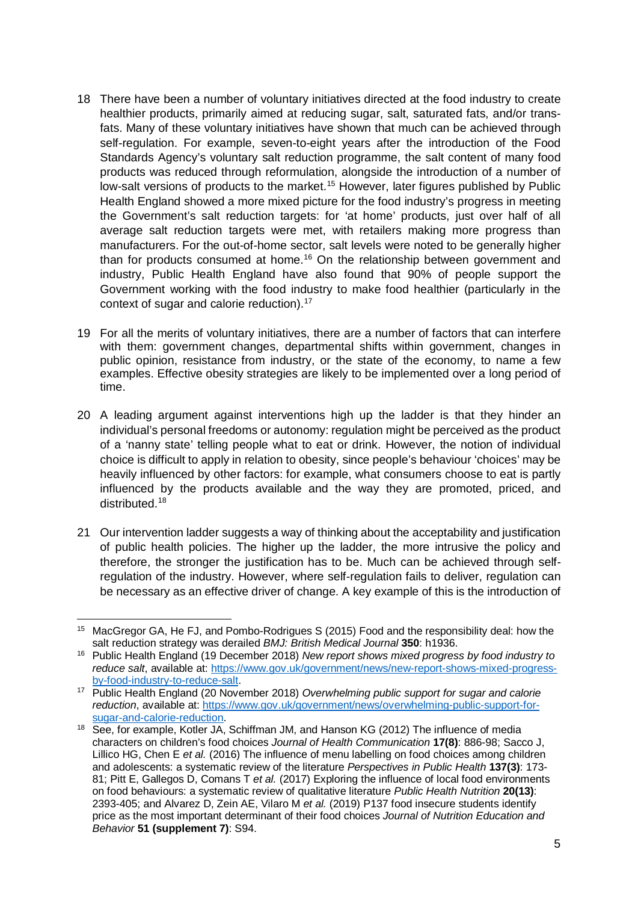18 There have been a number of voluntary initiatives directed at the food industry to create healthier products, primarily aimed at reducing sugar, salt, saturated fats, and/or trans-fats. Many of these voluntary initiatives have shown that much can be achieved through self-regulation. For example, seven-to-eight years after the introduction of the Food Standards Agency's voluntary salt reduction programme, the salt content of many food products was reduced through reformulation, alongside the introduction of a number of low-salt versions of products to the market.[15] However, later figures published by Public Health England showed a more mixed picture for the food industry's progress in meeting the Government's salt reduction targets: for 'at home' products, just over half of all average salt reduction targets were met, with retailers making more progress than manufacturers. For the out-of-home sector, salt levels were noted to be generally higher than for products consumed at home.[16] On the relationship between government and industry, Public Health England have also found that 90% of people support the Government working with the food industry to make food healthier (particularly in the context of sugar and calorie reduction).[17]

19 For all the merits of voluntary initiatives, there are a number of factors that can interfere with them: government changes, departmental shifts within government, changes in public opinion, resistance from industry, or the state of the economy, to name a few examples. Effective obesity strategies are likely to be implemented over a long period of time.

20 A leading argument against interventions high up the ladder is that they hinder an individual's personal freedoms or autonomy: regulation might be perceived as the product of a 'nanny state' telling people what to eat or drink. However, the notion of individual choice is difficult to apply in relation to obesity, since people's behaviour 'choices' may be heavily influenced by other factors: for example, what consumers choose to eat is partly influenced by the products available and the way they are promoted, priced, and distributed.[18]

21 Our intervention ladder suggests a way of thinking about the acceptability and justification of public health policies. The higher up the ladder, the more intrusive the policy and therefore, the stronger the justification has to be. Much can be achieved through self-regulation of the industry. However, where self-regulation fails to deliver, regulation can be necessary as an effective driver of change. A key example of this is the introduction of

---

[15] MacGregor GA, He FJ, and Pombo-Rodrigues S (2015) Food and the responsibility deal: how the salt reduction strategy was derailed *BMJ: British Medical Journal* **350**: h1936.

[16] Public Health England (19 December 2018) *New report shows mixed progress by food industry to reduce salt*, available at: https://www.gov.uk/government/news/new-report-shows-mixed-progress-by-food-industry-to-reduce-salt.

[17] Public Health England (20 November 2018) *Overwhelming public support for sugar and calorie reduction*, available at: https://www.gov.uk/government/news/overwhelming-public-support-for-sugar-and-calorie-reduction.

[18] See, for example, Kotler JA, Schiffman JM, and Hanson KG (2012) The influence of media characters on children's food choices *Journal of Health Communication* **17(8)**: 886-98; Sacco J, Lillico HG, Chen E *et al.* (2016) The influence of menu labelling on food choices among children and adolescents: a systematic review of the literature *Perspectives in Public Health* **137(3)**: 173-81; Pitt E, Gallegos D, Comans T *et al.* (2017) Exploring the influence of local food environments on food behaviours: a systematic review of qualitative literature *Public Health Nutrition* **20(13)**: 2393-405; and Alvarez D, Zein AE, Vilaro M *et al.* (2019) P137 food insecure students identify price as the most important determinant of their food choices *Journal of Nutrition Education and Behavior* **51 (supplement 7)**: S94.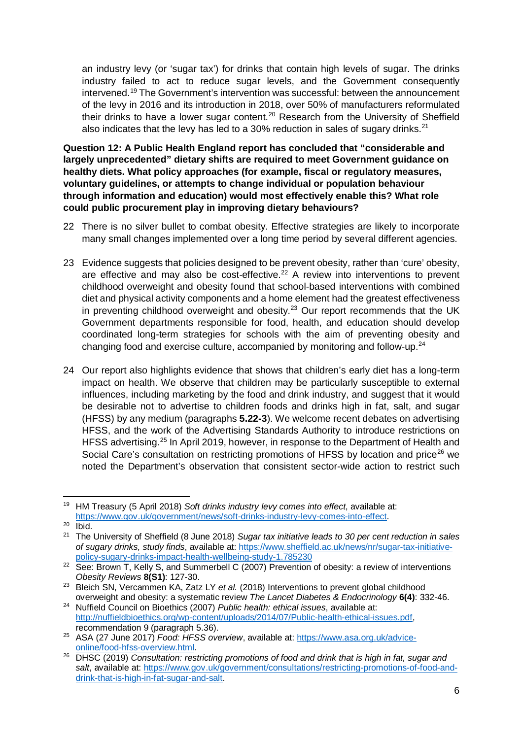an industry levy (or 'sugar tax') for drinks that contain high levels of sugar. The drinks industry failed to act to reduce sugar levels, and the Government consequently intervened.[19] The Government's intervention was successful: between the announcement of the levy in 2016 and its introduction in 2018, over 50% of manufacturers reformulated their drinks to have a lower sugar content.[20] Research from the University of Sheffield also indicates that the levy has led to a 30% reduction in sales of sugary drinks.[21]

**Question 12: A Public Health England report has concluded that "considerable and largely unprecedented" dietary shifts are required to meet Government guidance on healthy diets. What policy approaches (for example, fiscal or regulatory measures, voluntary guidelines, or attempts to change individual or population behaviour through information and education) would most effectively enable this? What role could public procurement play in improving dietary behaviours?**

22 There is no silver bullet to combat obesity. Effective strategies are likely to incorporate many small changes implemented over a long time period by several different agencies.

23 Evidence suggests that policies designed to be prevent obesity, rather than 'cure' obesity, are effective and may also be cost-effective.[22] A review into interventions to prevent childhood overweight and obesity found that school-based interventions with combined diet and physical activity components and a home element had the greatest effectiveness in preventing childhood overweight and obesity.[23] Our report recommends that the UK Government departments responsible for food, health, and education should develop coordinated long-term strategies for schools with the aim of preventing obesity and changing food and exercise culture, accompanied by monitoring and follow-up.[24]

24 Our report also highlights evidence that shows that children's early diet has a long-term impact on health. We observe that children may be particularly susceptible to external influences, including marketing by the food and drink industry, and suggest that it would be desirable not to advertise to children foods and drinks high in fat, salt, and sugar (HFSS) by any medium (paragraphs **5.22-3**). We welcome recent debates on advertising HFSS, and the work of the Advertising Standards Authority to introduce restrictions on HFSS advertising.[25] In April 2019, however, in response to the Department of Health and Social Care's consultation on restricting promotions of HFSS by location and price[26] we noted the Department's observation that consistent sector-wide action to restrict such

---

[19] HM Treasury (5 April 2018) *Soft drinks industry levy comes into effect*, available at: https://www.gov.uk/government/news/soft-drinks-industry-levy-comes-into-effect.

[20] Ibid.

[21] The University of Sheffield (8 June 2018) *Sugar tax initiative leads to 30 per cent reduction in sales of sugary drinks, study finds*, available at: https://www.sheffield.ac.uk/news/nr/sugar-tax-initiative-policy-sugary-drinks-impact-health-wellbeing-study-1.785230

[22] See: Brown T, Kelly S, and Summerbell C (2007) Prevention of obesity: a review of interventions *Obesity Reviews* **8(S1)**: 127-30.

[23] Bleich SN, Vercammen KA, Zatz LY *et al.* (2018) Interventions to prevent global childhood overweight and obesity: a systematic review *The Lancet Diabetes & Endocrinology* **6(4)**: 332-46.

[24] Nuffield Council on Bioethics (2007) *Public health: ethical issues*, available at: http://nuffieldbioethics.org/wp-content/uploads/2014/07/Public-health-ethical-issues.pdf, recommendation 9 (paragraph 5.36).

[25] ASA (27 June 2017) *Food: HFSS overview*, available at: https://www.asa.org.uk/advice-online/food-hfss-overview.html.

[26] DHSC (2019) *Consultation: restricting promotions of food and drink that is high in fat, sugar and salt*, available at: https://www.gov.uk/government/consultations/restricting-promotions-of-food-and-drink-that-is-high-in-fat-sugar-and-salt.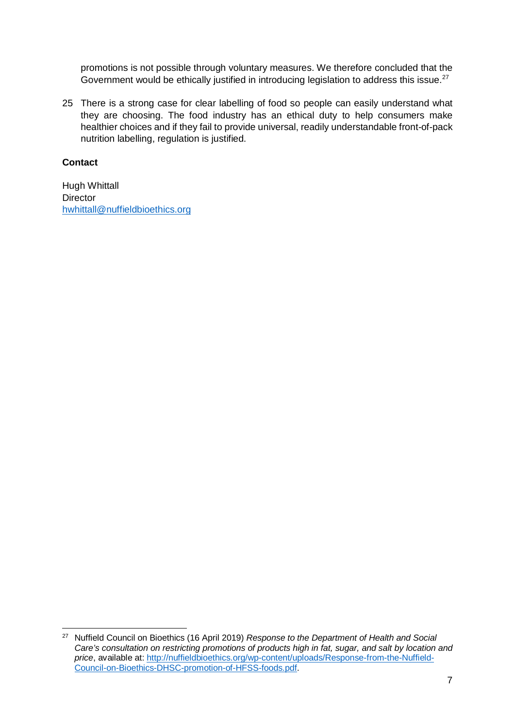promotions is not possible through voluntary measures. We therefore concluded that the Government would be ethically justified in introducing legislation to address this issue.[27]

25 There is a strong case for clear labelling of food so people can easily understand what they are choosing. The food industry has an ethical duty to help consumers make healthier choices and if they fail to provide universal, readily understandable front-of-pack nutrition labelling, regulation is justified.

**Contact**

Hugh Whittall
Director
hwhittall@nuffieldbioethics.org

---

[27] Nuffield Council on Bioethics (16 April 2019) *Response to the Department of Health and Social Care's consultation on restricting promotions of products high in fat, sugar, and salt by location and price*, available at: http://nuffieldbioethics.org/wp-content/uploads/Response-from-the-Nuffield-Council-on-Bioethics-DHSC-promotion-of-HFSS-foods.pdf.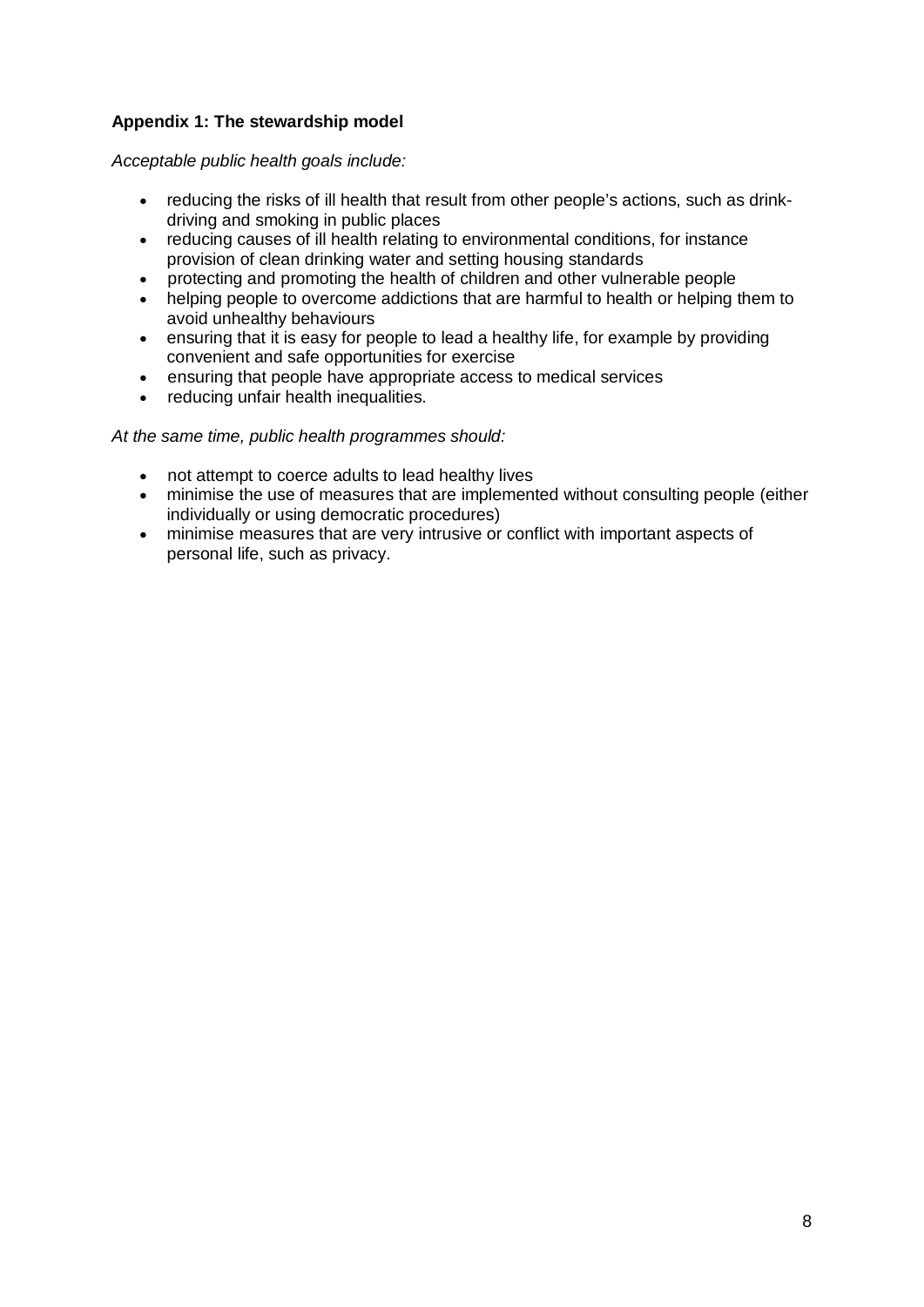**Appendix 1: The stewardship model**

*Acceptable public health goals include:*

- reducing the risks of ill health that result from other people's actions, such as drink-driving and smoking in public places
- reducing causes of ill health relating to environmental conditions, for instance provision of clean drinking water and setting housing standards
- protecting and promoting the health of children and other vulnerable people
- helping people to overcome addictions that are harmful to health or helping them to avoid unhealthy behaviours
- ensuring that it is easy for people to lead a healthy life, for example by providing convenient and safe opportunities for exercise
- ensuring that people have appropriate access to medical services
- reducing unfair health inequalities.

*At the same time, public health programmes should:*

- not attempt to coerce adults to lead healthy lives
- minimise the use of measures that are implemented without consulting people (either individually or using democratic procedures)
- minimise measures that are very intrusive or conflict with important aspects of personal life, such as privacy.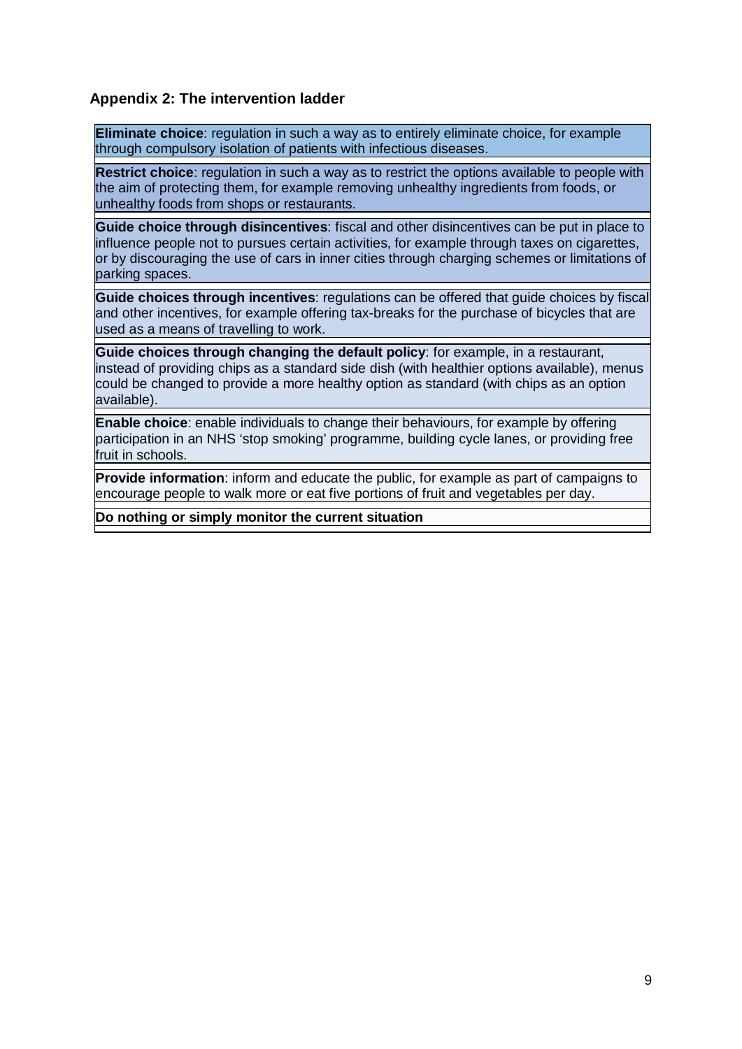## Appendix 2: The intervention ladder

**Eliminate choice**: regulation in such a way as to entirely eliminate choice, for example through compulsory isolation of patients with infectious diseases.

**Restrict choice**: regulation in such a way as to restrict the options available to people with the aim of protecting them, for example removing unhealthy ingredients from foods, or unhealthy foods from shops or restaurants.

**Guide choice through disincentives**: fiscal and other disincentives can be put in place to influence people not to pursues certain activities, for example through taxes on cigarettes, or by discouraging the use of cars in inner cities through charging schemes or limitations of parking spaces.

**Guide choices through incentives**: regulations can be offered that guide choices by fiscal and other incentives, for example offering tax-breaks for the purchase of bicycles that are used as a means of travelling to work.

**Guide choices through changing the default policy**: for example, in a restaurant, instead of providing chips as a standard side dish (with healthier options available), menus could be changed to provide a more healthy option as standard (with chips as an option available).

**Enable choice**: enable individuals to change their behaviours, for example by offering participation in an NHS 'stop smoking' programme, building cycle lanes, or providing free fruit in schools.

**Provide information**: inform and educate the public, for example as part of campaigns to encourage people to walk more or eat five portions of fruit and vegetables per day.

**Do nothing or simply monitor the current situation**